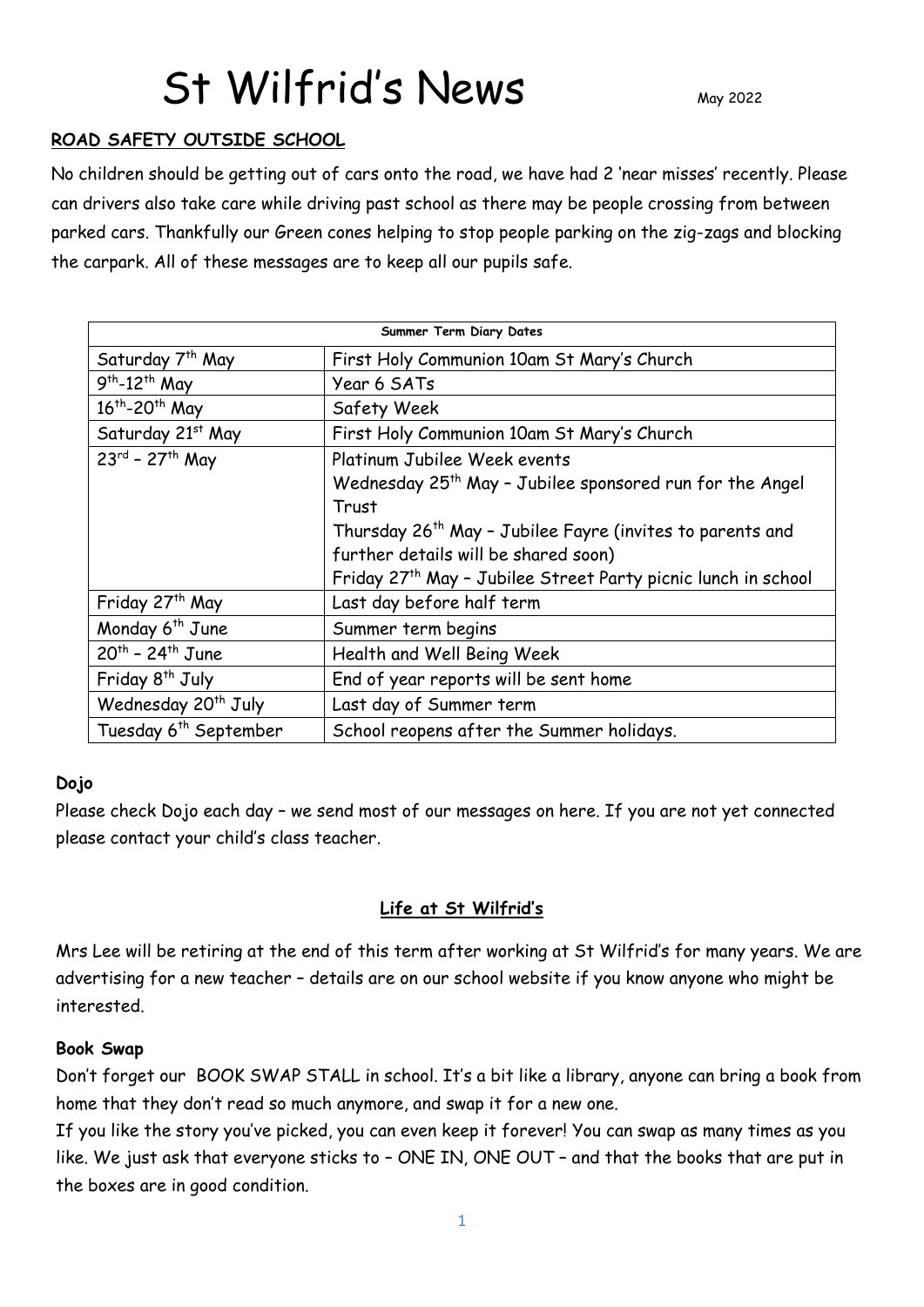# St Wilfrid's News

May 2022

**ROAD SAFETY OUTSIDE SCHOOL**

No children should be getting out of cars onto the road, we have had 2 'near misses' recently. Please can drivers also take care while driving past school as there may be people crossing from between parked cars. Thankfully our Green cones helping to stop people parking on the zig-zags and blocking the carpark. All of these messages are to keep all our pupils safe.

| Summer Term Diary Dates | |
|---|---|
| Saturday 7th May | First Holy Communion 10am St Mary's Church |
| 9th-12th May | Year 6 SATs |
| 16th-20th May | Safety Week |
| Saturday 21st May | First Holy Communion 10am St Mary's Church |
| 23rd – 27th May | Platinum Jubilee Week events<br>Wednesday 25th May – Jubilee sponsored run for the Angel Trust<br>Thursday 26th May – Jubilee Fayre (invites to parents and further details will be shared soon)<br>Friday 27th May – Jubilee Street Party picnic lunch in school |
| Friday 27th May | Last day before half term |
| Monday 6th June | Summer term begins |
| 20th – 24th June | Health and Well Being Week |
| Friday 8th July | End of year reports will be sent home |
| Wednesday 20th July | Last day of Summer term |
| Tuesday 6th September | School reopens after the Summer holidays. |

**Dojo**

Please check Dojo each day – we send most of our messages on here. If you are not yet connected please contact your child's class teacher.

## Life at St Wilfrid's

Mrs Lee will be retiring at the end of this term after working at St Wilfrid's for many years. We are advertising for a new teacher – details are on our school website if you know anyone who might be interested.

**Book Swap**

Don't forget our BOOK SWAP STALL in school. It's a bit like a library, anyone can bring a book from home that they don't read so much anymore, and swap it for a new one.

If you like the story you've picked, you can even keep it forever! You can swap as many times as you like. We just ask that everyone sticks to – ONE IN, ONE OUT – and that the books that are put in the boxes are in good condition.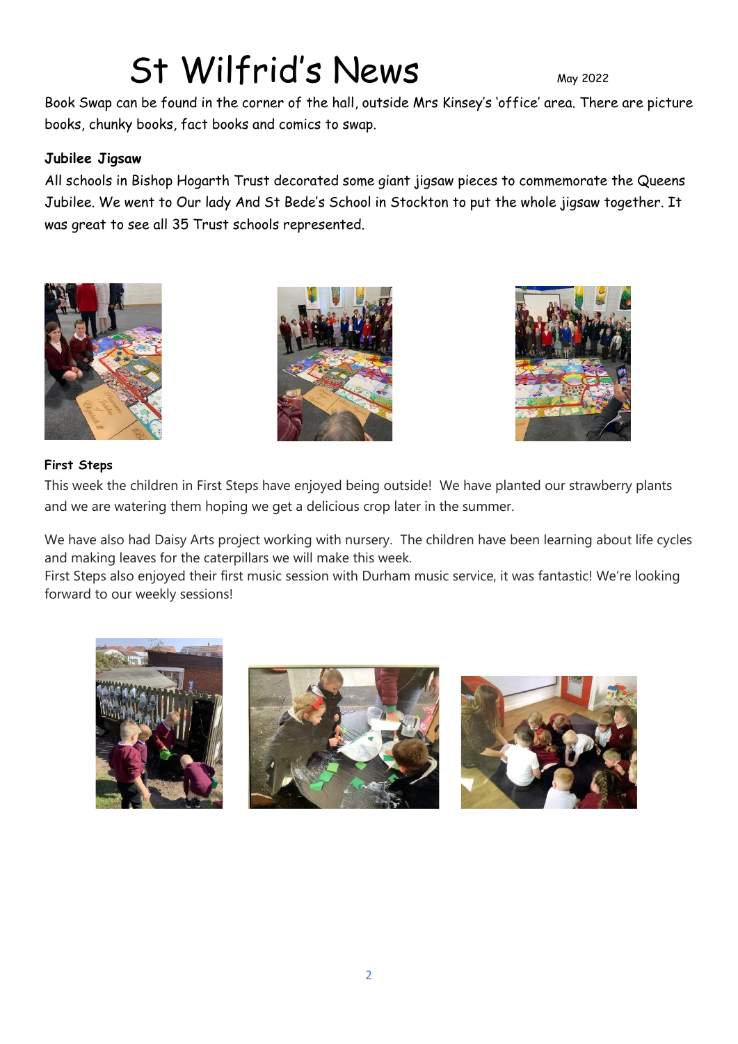# St Wilfrid's News

May 2022

Book Swap can be found in the corner of the hall, outside Mrs Kinsey's 'office' area. There are picture books, chunky books, fact books and comics to swap.

**Jubilee Jigsaw**

All schools in Bishop Hogarth Trust decorated some giant jigsaw pieces to commemorate the Queens Jubilee. We went to Our lady And St Bede's School in Stockton to put the whole jigsaw together. It was great to see all 35 Trust schools represented.

**First Steps**

This week the children in First Steps have enjoyed being outside! We have planted our strawberry plants and we are watering them hoping we get a delicious crop later in the summer.

We have also had Daisy Arts project working with nursery. The children have been learning about life cycles and making leaves for the caterpillars we will make this week.

First Steps also enjoyed their first music session with Durham music service, it was fantastic! We're looking forward to our weekly sessions!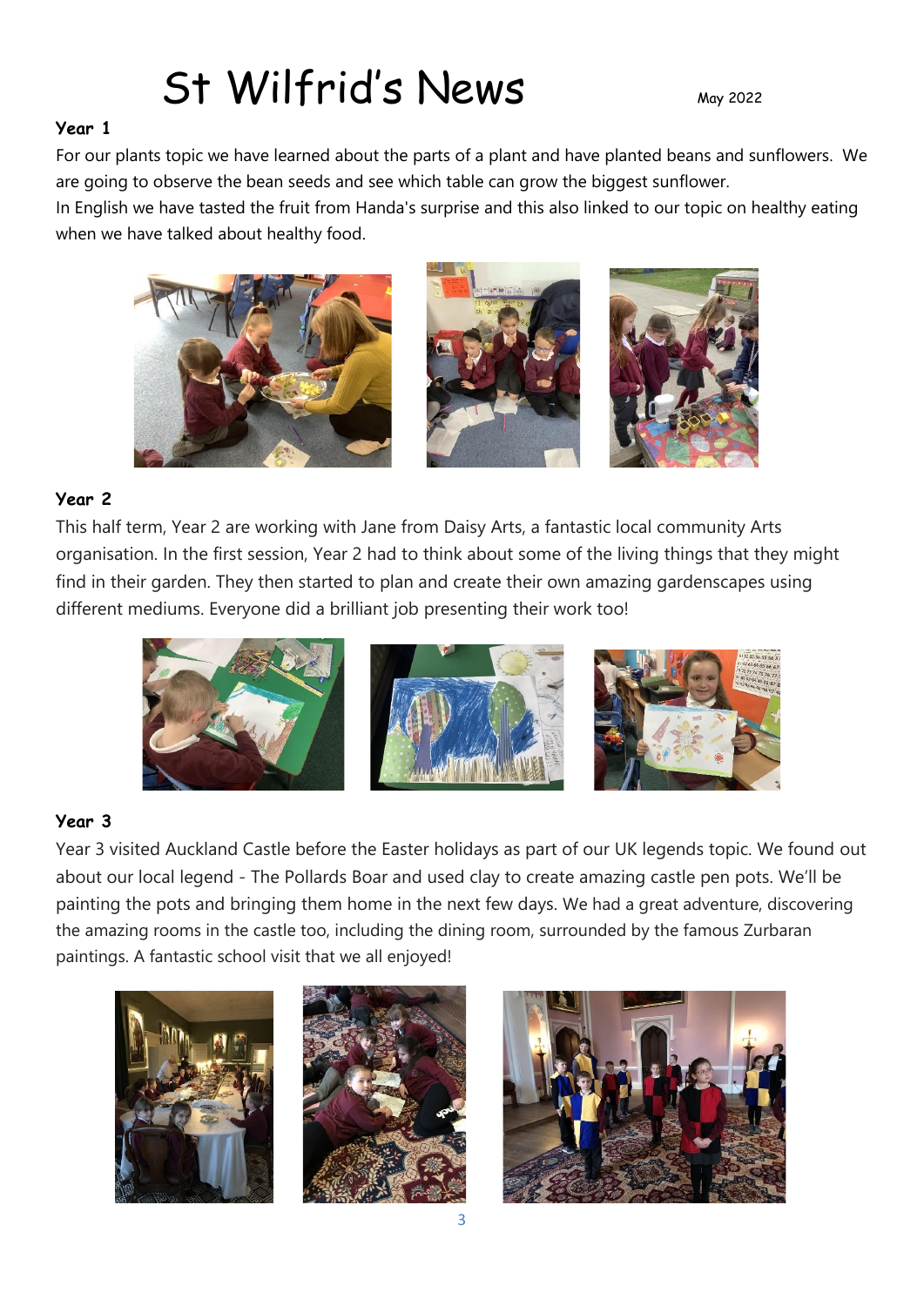# St Wilfrid's News

May 2022

### Year 1

For our plants topic we have learned about the parts of a plant and have planted beans and sunflowers. We are going to observe the bean seeds and see which table can grow the biggest sunflower.

In English we have tasted the fruit from Handa's surprise and this also linked to our topic on healthy eating when we have talked about healthy food.

### Year 2

This half term, Year 2 are working with Jane from Daisy Arts, a fantastic local community Arts organisation. In the first session, Year 2 had to think about some of the living things that they might find in their garden. They then started to plan and create their own amazing gardenscapes using different mediums. Everyone did a brilliant job presenting their work too!

### Year 3

Year 3 visited Auckland Castle before the Easter holidays as part of our UK legends topic. We found out about our local legend - The Pollards Boar and used clay to create amazing castle pen pots. We'll be painting the pots and bringing them home in the next few days. We had a great adventure, discovering the amazing rooms in the castle too, including the dining room, surrounded by the famous Zurbaran paintings. A fantastic school visit that we all enjoyed!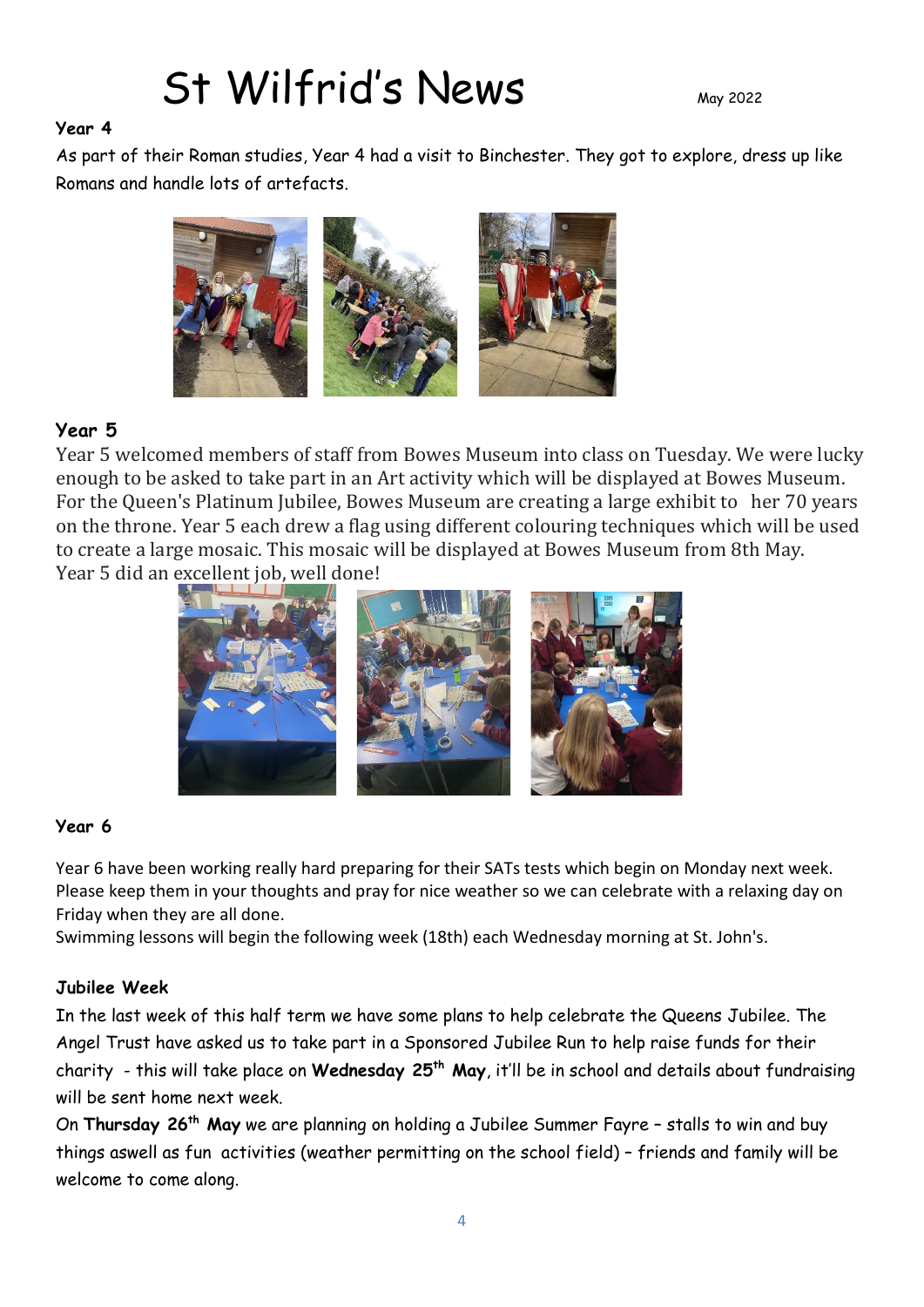# St Wilfrid's News

May 2022

**Year 4**

As part of their Roman studies, Year 4 had a visit to Binchester. They got to explore, dress up like Romans and handle lots of artefacts.

## Year 5

Year 5 welcomed members of staff from Bowes Museum into class on Tuesday. We were lucky enough to be asked to take part in an Art activity which will be displayed at Bowes Museum. For the Queen's Platinum Jubilee, Bowes Museum are creating a large exhibit to her 70 years on the throne. Year 5 each drew a flag using different colouring techniques which will be used to create a large mosaic. This mosaic will be displayed at Bowes Museum from 8th May. Year 5 did an excellent job, well done!

**Year 6**

Year 6 have been working really hard preparing for their SATs tests which begin on Monday next week. Please keep them in your thoughts and pray for nice weather so we can celebrate with a relaxing day on Friday when they are all done.

Swimming lessons will begin the following week (18th) each Wednesday morning at St. John's.

**Jubilee Week**

In the last week of this half term we have some plans to help celebrate the Queens Jubilee. The Angel Trust have asked us to take part in a Sponsored Jubilee Run to help raise funds for their charity - this will take place on **Wednesday 25th May**, it'll be in school and details about fundraising will be sent home next week.

On **Thursday 26th May** we are planning on holding a Jubilee Summer Fayre – stalls to win and buy things aswell as fun activities (weather permitting on the school field) – friends and family will be welcome to come along.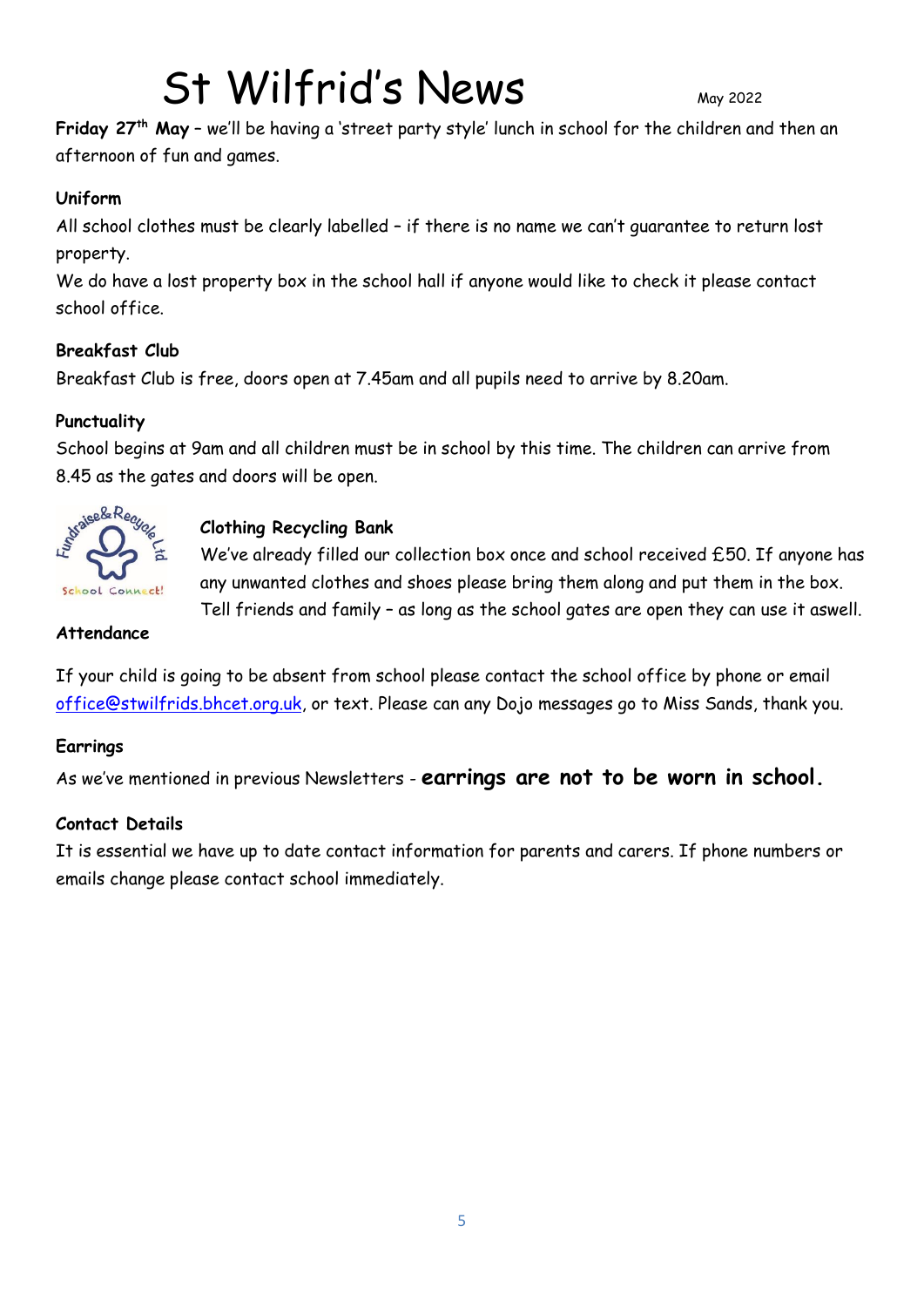# St Wilfrid's News

May 2022

**Friday 27th May** – we'll be having a 'street party style' lunch in school for the children and then an afternoon of fun and games.

**Uniform**

All school clothes must be clearly labelled – if there is no name we can't guarantee to return lost property.

We do have a lost property box in the school hall if anyone would like to check it please contact school office.

**Breakfast Club**

Breakfast Club is free, doors open at 7.45am and all pupils need to arrive by 8.20am.

**Punctuality**

School begins at 9am and all children must be in school by this time. The children can arrive from 8.45 as the gates and doors will be open.

**Clothing Recycling Bank**

We've already filled our collection box once and school received £50. If anyone has any unwanted clothes and shoes please bring them along and put them in the box. Tell friends and family – as long as the school gates are open they can use it aswell.

**Attendance**

If your child is going to be absent from school please contact the school office by phone or email office@stwilfrids.bhcet.org.uk, or text. Please can any Dojo messages go to Miss Sands, thank you.

**Earrings**

As we've mentioned in previous Newsletters - **earrings are not to be worn in school.**

**Contact Details**

It is essential we have up to date contact information for parents and carers. If phone numbers or emails change please contact school immediately.